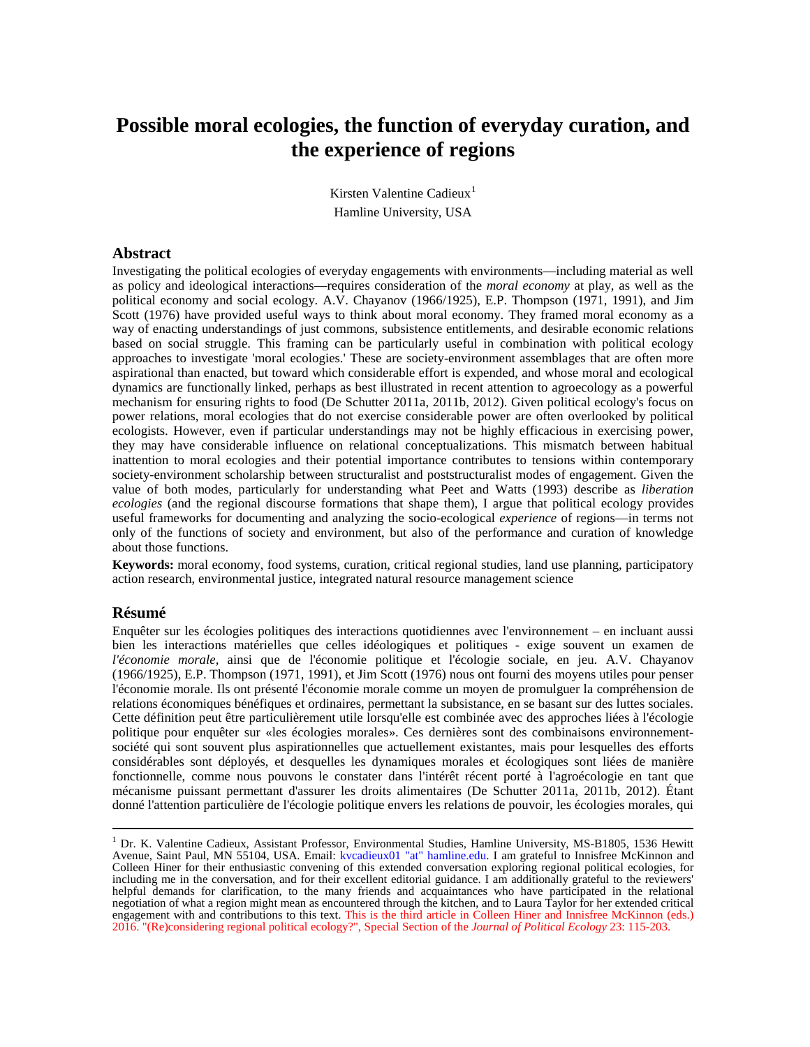# Possible moral ecologies, the function of everyday curation, and the experience of regions

Kirsten Valentine Cadieux[1]
Hamline University, USA

## Abstract

Investigating the political ecologies of everyday engagements with environments—including material as well as policy and ideological interactions—requires consideration of the *moral economy* at play, as well as the political economy and social ecology. A.V. Chayanov (1966/1925), E.P. Thompson (1971, 1991), and Jim Scott (1976) have provided useful ways to think about moral economy. They framed moral economy as a way of enacting understandings of just commons, subsistence entitlements, and desirable economic relations based on social struggle. This framing can be particularly useful in combination with political ecology approaches to investigate 'moral ecologies.' These are society-environment assemblages that are often more aspirational than enacted, but toward which considerable effort is expended, and whose moral and ecological dynamics are functionally linked, perhaps as best illustrated in recent attention to agroecology as a powerful mechanism for ensuring rights to food (De Schutter 2011a, 2011b, 2012). Given political ecology's focus on power relations, moral ecologies that do not exercise considerable power are often overlooked by political ecologists. However, even if particular understandings may not be highly efficacious in exercising power, they may have considerable influence on relational conceptualizations. This mismatch between habitual inattention to moral ecologies and their potential importance contributes to tensions within contemporary society-environment scholarship between structuralist and poststructuralist modes of engagement. Given the value of both modes, particularly for understanding what Peet and Watts (1993) describe as *liberation ecologies* (and the regional discourse formations that shape them), I argue that political ecology provides useful frameworks for documenting and analyzing the socio-ecological *experience* of regions—in terms not only of the functions of society and environment, but also of the performance and curation of knowledge about those functions.

**Keywords:** moral economy, food systems, curation, critical regional studies, land use planning, participatory action research, environmental justice, integrated natural resource management science

## Résumé

Enquêter sur les écologies politiques des interactions quotidiennes avec l'environnement – en incluant aussi bien les interactions matérielles que celles idéologiques et politiques - exige souvent un examen de *l'économie morale,* ainsi que de l'économie politique et l'écologie sociale, en jeu. A.V. Chayanov (1966/1925), E.P. Thompson (1971, 1991), et Jim Scott (1976) nous ont fourni des moyens utiles pour penser l'économie morale. Ils ont présenté l'économie morale comme un moyen de promulguer la compréhension de relations économiques bénéfiques et ordinaires, permettant la subsistance, en se basant sur des luttes sociales. Cette définition peut être particulièrement utile lorsqu'elle est combinée avec des approches liées à l'écologie politique pour enquêter sur «les écologies morales». Ces dernières sont des combinaisons environnement-société qui sont souvent plus aspirationnelles que actuellement existantes, mais pour lesquelles des efforts considérables sont déployés, et desquelles les dynamiques morales et écologiques sont liées de manière fonctionnelle, comme nous pouvons le constater dans l'intérêt récent porté à l'agroécologie en tant que mécanisme puissant permettant d'assurer les droits alimentaires (De Schutter 2011a, 2011b, 2012). Étant donné l'attention particulière de l'écologie politique envers les relations de pouvoir, les écologies morales, qui

---

[1] Dr. K. Valentine Cadieux, Assistant Professor, Environmental Studies, Hamline University, MS-B1805, 1536 Hewitt Avenue, Saint Paul, MN 55104, USA. Email: kvcadieux01 "at" hamline.edu. I am grateful to Innisfree McKinnon and Colleen Hiner for their enthusiastic convening of this extended conversation exploring regional political ecologies, for including me in the conversation, and for their excellent editorial guidance. I am additionally grateful to the reviewers' helpful demands for clarification, to the many friends and acquaintances who have participated in the relational negotiation of what a region might mean as encountered through the kitchen, and to Laura Taylor for her extended critical engagement with and contributions to this text. This is the third article in Colleen Hiner and Innisfree McKinnon (eds.) 2016. "(Re)considering regional political ecology?", Special Section of the *Journal of Political Ecology* 23: 115-203.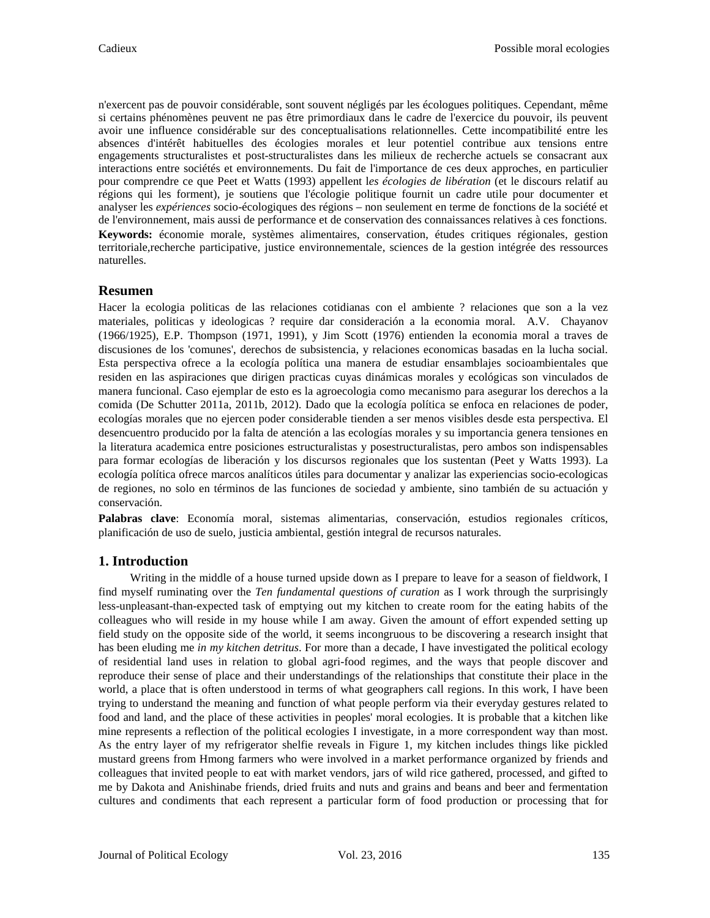n'exercent pas de pouvoir considérable, sont souvent négligés par les écologues politiques. Cependant, même si certains phénomènes peuvent ne pas être primordiaux dans le cadre de l'exercice du pouvoir, ils peuvent avoir une influence considérable sur des conceptualisations relationnelles. Cette incompatibilité entre les absences d'intérêt habituelles des écologies morales et leur potentiel contribue aux tensions entre engagements structuralistes et post-structuralistes dans les milieux de recherche actuels se consacrant aux interactions entre sociétés et environnements. Du fait de l'importance de ces deux approches, en particulier pour comprendre ce que Peet et Watts (1993) appellent l*es écologies de libération* (et le discours relatif au régions qui les forment), je soutiens que l'écologie politique fournit un cadre utile pour documenter et analyser les *expériences* socio-écologiques des régions – non seulement en terme de fonctions de la société et de l'environnement, mais aussi de performance et de conservation des connaissances relatives à ces fonctions.

**Keywords:** économie morale, systèmes alimentaires, conservation, études critiques régionales, gestion territoriale,recherche participative, justice environnementale, sciences de la gestion intégrée des ressources naturelles.

## Resumen

Hacer la ecologia politicas de las relaciones cotidianas con el ambiente ? relaciones que son a la vez materiales, politicas y ideologicas ? require dar consideración a la economia moral. A.V. Chayanov (1966/1925), E.P. Thompson (1971, 1991), y Jim Scott (1976) entienden la economia moral a traves de discusiones de los 'comunes', derechos de subsistencia, y relaciones economicas basadas en la lucha social. Esta perspectiva ofrece a la ecología política una manera de estudiar ensamblajes socioambientales que residen en las aspiraciones que dirigen practicas cuyas dinámicas morales y ecológicas son vinculados de manera funcional. Caso ejemplar de esto es la agroecologia como mecanismo para asegurar los derechos a la comida (De Schutter 2011a, 2011b, 2012). Dado que la ecología política se enfoca en relaciones de poder, ecologías morales que no ejercen poder considerable tienden a ser menos visibles desde esta perspectiva. El desencuentro producido por la falta de atención a las ecologías morales y su importancia genera tensiones en la literatura academica entre posiciones estructuralistas y posestructuralistas, pero ambos son indispensables para formar ecologías de liberación y los discursos regionales que los sustentan (Peet y Watts 1993). La ecología política ofrece marcos analíticos útiles para documentar y analizar las experiencias socio-ecologicas de regiones, no solo en términos de las funciones de sociedad y ambiente, sino también de su actuación y conservación.

**Palabras clave**: Economía moral, sistemas alimentarias, conservación, estudios regionales críticos, planificación de uso de suelo, justicia ambiental, gestión integral de recursos naturales.

## 1. Introduction

Writing in the middle of a house turned upside down as I prepare to leave for a season of fieldwork, I find myself ruminating over the *Ten fundamental questions of curation* as I work through the surprisingly less-unpleasant-than-expected task of emptying out my kitchen to create room for the eating habits of the colleagues who will reside in my house while I am away. Given the amount of effort expended setting up field study on the opposite side of the world, it seems incongruous to be discovering a research insight that has been eluding me *in my kitchen detritus*. For more than a decade, I have investigated the political ecology of residential land uses in relation to global agri-food regimes, and the ways that people discover and reproduce their sense of place and their understandings of the relationships that constitute their place in the world, a place that is often understood in terms of what geographers call regions. In this work, I have been trying to understand the meaning and function of what people perform via their everyday gestures related to food and land, and the place of these activities in peoples' moral ecologies. It is probable that a kitchen like mine represents a reflection of the political ecologies I investigate, in a more correspondent way than most. As the entry layer of my refrigerator shelfie reveals in Figure 1, my kitchen includes things like pickled mustard greens from Hmong farmers who were involved in a market performance organized by friends and colleagues that invited people to eat with market vendors, jars of wild rice gathered, processed, and gifted to me by Dakota and Anishinabe friends, dried fruits and nuts and grains and beans and beer and fermentation cultures and condiments that each represent a particular form of food production or processing that for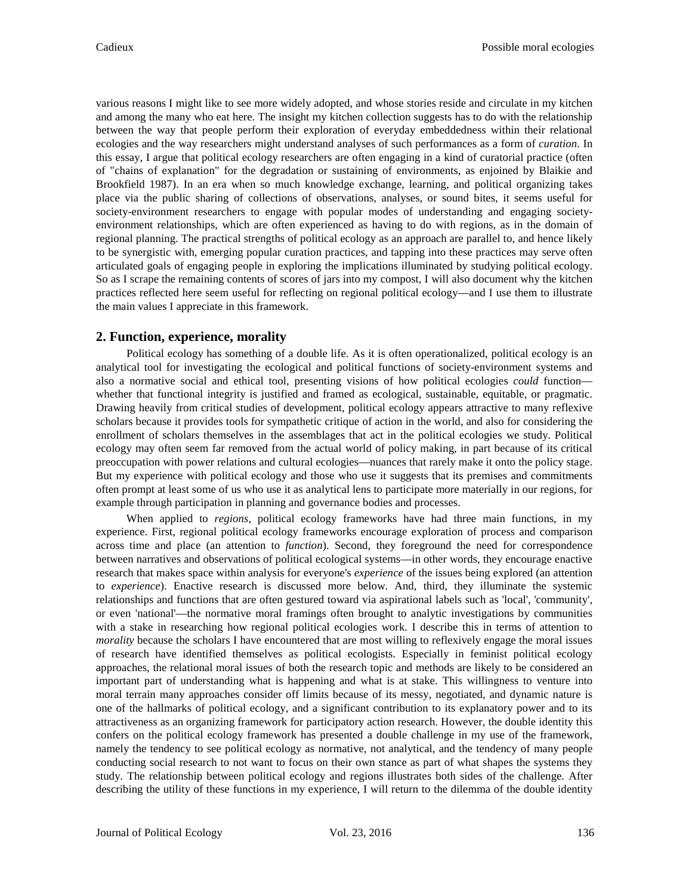various reasons I might like to see more widely adopted, and whose stories reside and circulate in my kitchen and among the many who eat here. The insight my kitchen collection suggests has to do with the relationship between the way that people perform their exploration of everyday embeddedness within their relational ecologies and the way researchers might understand analyses of such performances as a form of *curation*. In this essay, I argue that political ecology researchers are often engaging in a kind of curatorial practice (often of "chains of explanation" for the degradation or sustaining of environments, as enjoined by Blaikie and Brookfield 1987). In an era when so much knowledge exchange, learning, and political organizing takes place via the public sharing of collections of observations, analyses, or sound bites, it seems useful for society-environment researchers to engage with popular modes of understanding and engaging society-environment relationships, which are often experienced as having to do with regions, as in the domain of regional planning. The practical strengths of political ecology as an approach are parallel to, and hence likely to be synergistic with, emerging popular curation practices, and tapping into these practices may serve often articulated goals of engaging people in exploring the implications illuminated by studying political ecology. So as I scrape the remaining contents of scores of jars into my compost, I will also document why the kitchen practices reflected here seem useful for reflecting on regional political ecology—and I use them to illustrate the main values I appreciate in this framework.

## 2. Function, experience, morality

Political ecology has something of a double life. As it is often operationalized, political ecology is an analytical tool for investigating the ecological and political functions of society-environment systems and also a normative social and ethical tool, presenting visions of how political ecologies *could* function—whether that functional integrity is justified and framed as ecological, sustainable, equitable, or pragmatic. Drawing heavily from critical studies of development, political ecology appears attractive to many reflexive scholars because it provides tools for sympathetic critique of action in the world, and also for considering the enrollment of scholars themselves in the assemblages that act in the political ecologies we study. Political ecology may often seem far removed from the actual world of policy making, in part because of its critical preoccupation with power relations and cultural ecologies—nuances that rarely make it onto the policy stage. But my experience with political ecology and those who use it suggests that its premises and commitments often prompt at least some of us who use it as analytical lens to participate more materially in our regions, for example through participation in planning and governance bodies and processes.

When applied to *regions*, political ecology frameworks have had three main functions, in my experience. First, regional political ecology frameworks encourage exploration of process and comparison across time and place (an attention to *function*). Second, they foreground the need for correspondence between narratives and observations of political ecological systems—in other words, they encourage enactive research that makes space within analysis for everyone's *experience* of the issues being explored (an attention to *experience*). Enactive research is discussed more below. And, third, they illuminate the systemic relationships and functions that are often gestured toward via aspirational labels such as 'local', 'community', or even 'national'—the normative moral framings often brought to analytic investigations by communities with a stake in researching how regional political ecologies work. I describe this in terms of attention to *morality* because the scholars I have encountered that are most willing to reflexively engage the moral issues of research have identified themselves as political ecologists. Especially in feminist political ecology approaches, the relational moral issues of both the research topic and methods are likely to be considered an important part of understanding what is happening and what is at stake. This willingness to venture into moral terrain many approaches consider off limits because of its messy, negotiated, and dynamic nature is one of the hallmarks of political ecology, and a significant contribution to its explanatory power and to its attractiveness as an organizing framework for participatory action research. However, the double identity this confers on the political ecology framework has presented a double challenge in my use of the framework, namely the tendency to see political ecology as normative, not analytical, and the tendency of many people conducting social research to not want to focus on their own stance as part of what shapes the systems they study. The relationship between political ecology and regions illustrates both sides of the challenge. After describing the utility of these functions in my experience, I will return to the dilemma of the double identity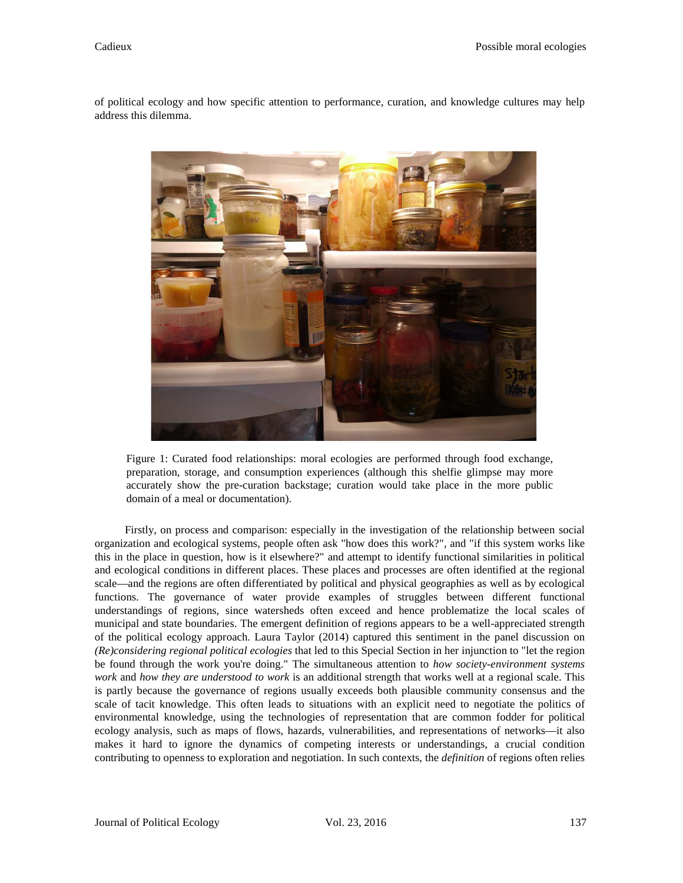of political ecology and how specific attention to performance, curation, and knowledge cultures may help address this dilemma.

Figure 1: Curated food relationships: moral ecologies are performed through food exchange, preparation, storage, and consumption experiences (although this shelfie glimpse may more accurately show the pre-curation backstage; curation would take place in the more public domain of a meal or documentation).

Firstly, on process and comparison: especially in the investigation of the relationship between social organization and ecological systems, people often ask "how does this work?", and "if this system works like this in the place in question, how is it elsewhere?" and attempt to identify functional similarities in political and ecological conditions in different places. These places and processes are often identified at the regional scale—and the regions are often differentiated by political and physical geographies as well as by ecological functions. The governance of water provide examples of struggles between different functional understandings of regions, since watersheds often exceed and hence problematize the local scales of municipal and state boundaries. The emergent definition of regions appears to be a well-appreciated strength of the political ecology approach. Laura Taylor (2014) captured this sentiment in the panel discussion on *(Re)considering regional political ecologies* that led to this Special Section in her injunction to "let the region be found through the work you're doing." The simultaneous attention to *how society-environment systems work* and *how they are understood to work* is an additional strength that works well at a regional scale. This is partly because the governance of regions usually exceeds both plausible community consensus and the scale of tacit knowledge. This often leads to situations with an explicit need to negotiate the politics of environmental knowledge, using the technologies of representation that are common fodder for political ecology analysis, such as maps of flows, hazards, vulnerabilities, and representations of networks—it also makes it hard to ignore the dynamics of competing interests or understandings, a crucial condition contributing to openness to exploration and negotiation. In such contexts, the *definition* of regions often relies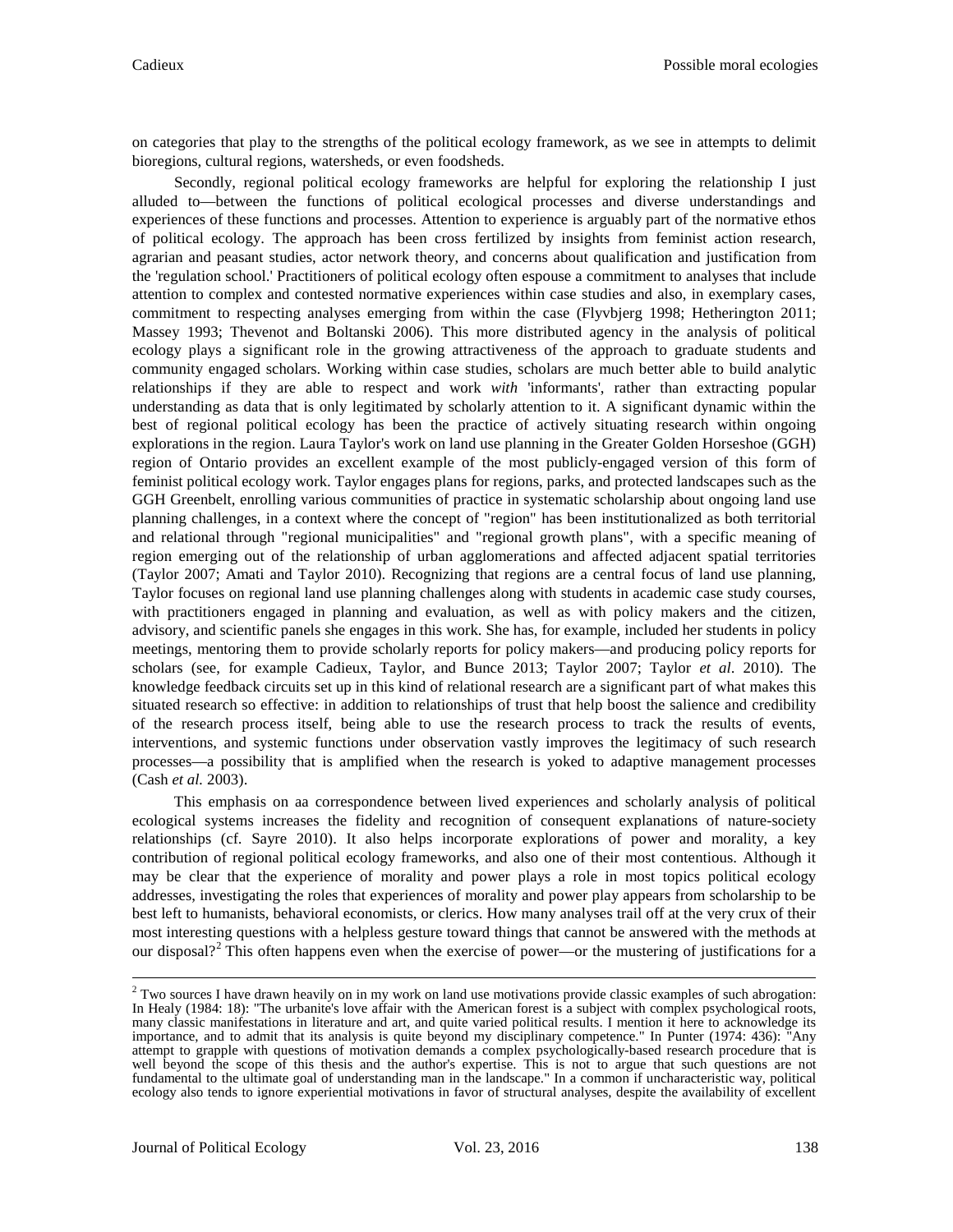on categories that play to the strengths of the political ecology framework, as we see in attempts to delimit bioregions, cultural regions, watersheds, or even foodsheds.

Secondly, regional political ecology frameworks are helpful for exploring the relationship I just alluded to—between the functions of political ecological processes and diverse understandings and experiences of these functions and processes. Attention to experience is arguably part of the normative ethos of political ecology. The approach has been cross fertilized by insights from feminist action research, agrarian and peasant studies, actor network theory, and concerns about qualification and justification from the 'regulation school.' Practitioners of political ecology often espouse a commitment to analyses that include attention to complex and contested normative experiences within case studies and also, in exemplary cases, commitment to respecting analyses emerging from within the case (Flyvbjerg 1998; Hetherington 2011; Massey 1993; Thevenot and Boltanski 2006). This more distributed agency in the analysis of political ecology plays a significant role in the growing attractiveness of the approach to graduate students and community engaged scholars. Working within case studies, scholars are much better able to build analytic relationships if they are able to respect and work *with* 'informants', rather than extracting popular understanding as data that is only legitimated by scholarly attention to it. A significant dynamic within the best of regional political ecology has been the practice of actively situating research within ongoing explorations in the region. Laura Taylor's work on land use planning in the Greater Golden Horseshoe (GGH) region of Ontario provides an excellent example of the most publicly-engaged version of this form of feminist political ecology work. Taylor engages plans for regions, parks, and protected landscapes such as the GGH Greenbelt, enrolling various communities of practice in systematic scholarship about ongoing land use planning challenges, in a context where the concept of "region" has been institutionalized as both territorial and relational through "regional municipalities" and "regional growth plans", with a specific meaning of region emerging out of the relationship of urban agglomerations and affected adjacent spatial territories (Taylor 2007; Amati and Taylor 2010). Recognizing that regions are a central focus of land use planning, Taylor focuses on regional land use planning challenges along with students in academic case study courses, with practitioners engaged in planning and evaluation, as well as with policy makers and the citizen, advisory, and scientific panels she engages in this work. She has, for example, included her students in policy meetings, mentoring them to provide scholarly reports for policy makers—and producing policy reports for scholars (see, for example Cadieux, Taylor, and Bunce 2013; Taylor 2007; Taylor *et al*. 2010). The knowledge feedback circuits set up in this kind of relational research are a significant part of what makes this situated research so effective: in addition to relationships of trust that help boost the salience and credibility of the research process itself, being able to use the research process to track the results of events, interventions, and systemic functions under observation vastly improves the legitimacy of such research processes—a possibility that is amplified when the research is yoked to adaptive management processes (Cash *et al.* 2003).

This emphasis on aa correspondence between lived experiences and scholarly analysis of political ecological systems increases the fidelity and recognition of consequent explanations of nature-society relationships (cf. Sayre 2010). It also helps incorporate explorations of power and morality, a key contribution of regional political ecology frameworks, and also one of their most contentious. Although it may be clear that the experience of morality and power plays a role in most topics political ecology addresses, investigating the roles that experiences of morality and power play appears from scholarship to be best left to humanists, behavioral economists, or clerics. How many analyses trail off at the very crux of their most interesting questions with a helpless gesture toward things that cannot be answered with the methods at our disposal?[2] This often happens even when the exercise of power—or the mustering of justifications for a

---

[2] Two sources I have drawn heavily on in my work on land use motivations provide classic examples of such abrogation: In Healy (1984: 18): "The urbanite's love affair with the American forest is a subject with complex psychological roots, many classic manifestations in literature and art, and quite varied political results. I mention it here to acknowledge its importance, and to admit that its analysis is quite beyond my disciplinary competence." In Punter (1974: 436): "Any attempt to grapple with questions of motivation demands a complex psychologically-based research procedure that is well beyond the scope of this thesis and the author's expertise. This is not to argue that such questions are not fundamental to the ultimate goal of understanding man in the landscape." In a common if uncharacteristic way, political ecology also tends to ignore experiential motivations in favor of structural analyses, despite the availability of excellent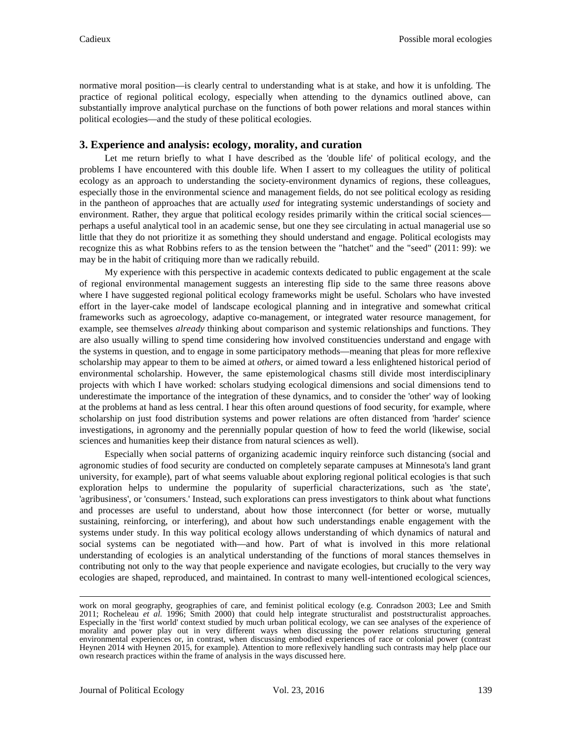normative moral position—is clearly central to understanding what is at stake, and how it is unfolding. The practice of regional political ecology, especially when attending to the dynamics outlined above, can substantially improve analytical purchase on the functions of both power relations and moral stances within political ecologies—and the study of these political ecologies.

## 3. Experience and analysis: ecology, morality, and curation

Let me return briefly to what I have described as the 'double life' of political ecology, and the problems I have encountered with this double life. When I assert to my colleagues the utility of political ecology as an approach to understanding the society-environment dynamics of regions, these colleagues, especially those in the environmental science and management fields, do not see political ecology as residing in the pantheon of approaches that are actually *used* for integrating systemic understandings of society and environment. Rather, they argue that political ecology resides primarily within the critical social sciences—perhaps a useful analytical tool in an academic sense, but one they see circulating in actual managerial use so little that they do not prioritize it as something they should understand and engage. Political ecologists may recognize this as what Robbins refers to as the tension between the "hatchet" and the "seed" (2011: 99): we may be in the habit of critiquing more than we radically rebuild.

My experience with this perspective in academic contexts dedicated to public engagement at the scale of regional environmental management suggests an interesting flip side to the same three reasons above where I have suggested regional political ecology frameworks might be useful. Scholars who have invested effort in the layer-cake model of landscape ecological planning and in integrative and somewhat critical frameworks such as agroecology, adaptive co-management, or integrated water resource management, for example, see themselves *already* thinking about comparison and systemic relationships and functions. They are also usually willing to spend time considering how involved constituencies understand and engage with the systems in question, and to engage in some participatory methods—meaning that pleas for more reflexive scholarship may appear to them to be aimed at *others*, or aimed toward a less enlightened historical period of environmental scholarship. However, the same epistemological chasms still divide most interdisciplinary projects with which I have worked: scholars studying ecological dimensions and social dimensions tend to underestimate the importance of the integration of these dynamics, and to consider the 'other' way of looking at the problems at hand as less central. I hear this often around questions of food security, for example, where scholarship on just food distribution systems and power relations are often distanced from 'harder' science investigations, in agronomy and the perennially popular question of how to feed the world (likewise, social sciences and humanities keep their distance from natural sciences as well).

Especially when social patterns of organizing academic inquiry reinforce such distancing (social and agronomic studies of food security are conducted on completely separate campuses at Minnesota's land grant university, for example), part of what seems valuable about exploring regional political ecologies is that such exploration helps to undermine the popularity of superficial characterizations, such as 'the state', 'agribusiness', or 'consumers.' Instead, such explorations can press investigators to think about what functions and processes are useful to understand, about how those interconnect (for better or worse, mutually sustaining, reinforcing, or interfering), and about how such understandings enable engagement with the systems under study. In this way political ecology allows understanding of which dynamics of natural and social systems can be negotiated with—and how. Part of what is involved in this more relational understanding of ecologies is an analytical understanding of the functions of moral stances themselves in contributing not only to the way that people experience and navigate ecologies, but crucially to the very way ecologies are shaped, reproduced, and maintained. In contrast to many well-intentioned ecological sciences,

---

work on moral geography, geographies of care, and feminist political ecology (e.g. Conradson 2003; Lee and Smith 2011; Rocheleau *et al.* 1996; Smith 2000) that could help integrate structuralist and poststructuralist approaches. Especially in the 'first world' context studied by much urban political ecology, we can see analyses of the experience of morality and power play out in very different ways when discussing the power relations structuring general environmental experiences or, in contrast, when discussing embodied experiences of race or colonial power (contrast Heynen 2014 with Heynen 2015, for example). Attention to more reflexively handling such contrasts may help place our own research practices within the frame of analysis in the ways discussed here.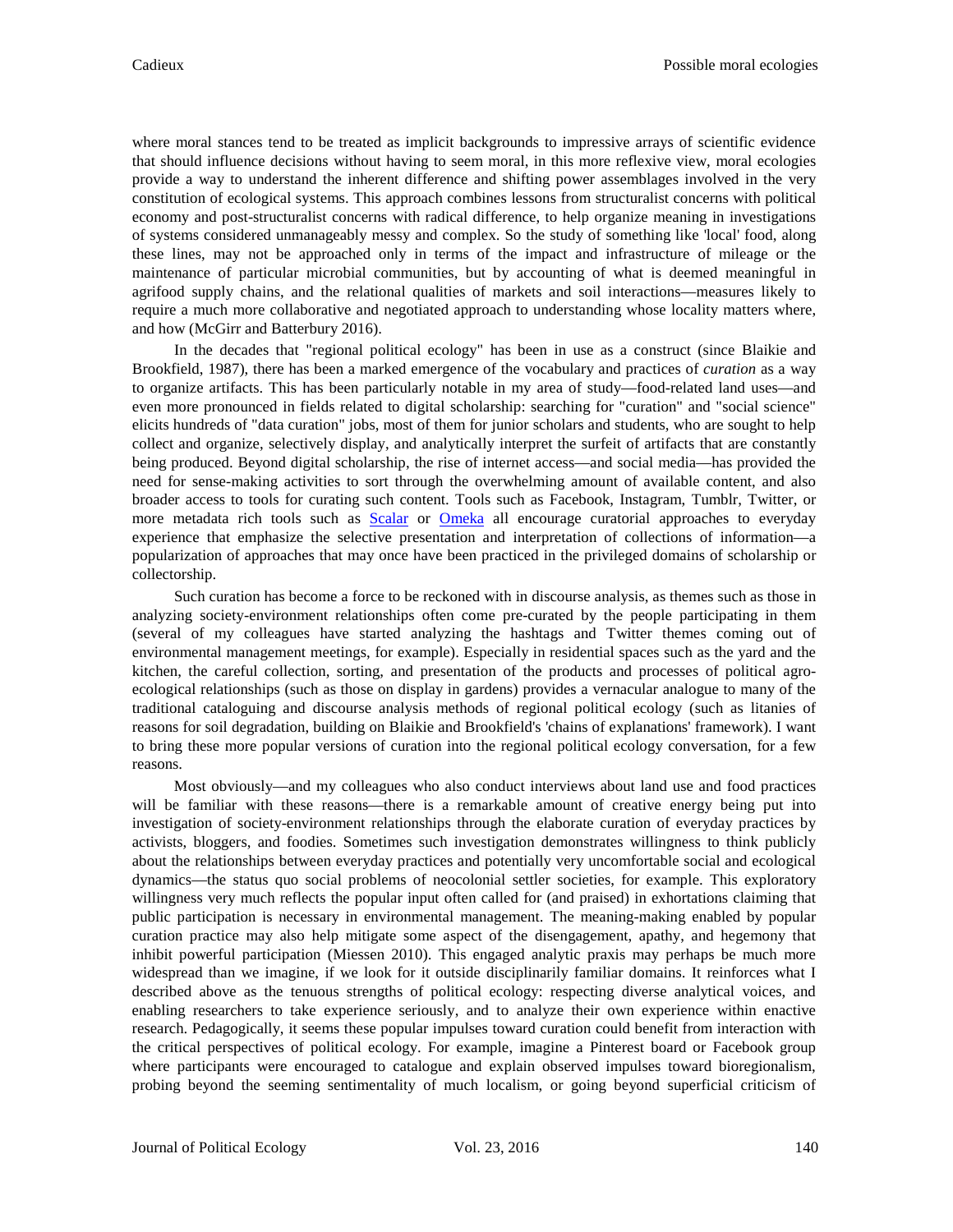where moral stances tend to be treated as implicit backgrounds to impressive arrays of scientific evidence that should influence decisions without having to seem moral, in this more reflexive view, moral ecologies provide a way to understand the inherent difference and shifting power assemblages involved in the very constitution of ecological systems. This approach combines lessons from structuralist concerns with political economy and post-structuralist concerns with radical difference, to help organize meaning in investigations of systems considered unmanageably messy and complex. So the study of something like 'local' food, along these lines, may not be approached only in terms of the impact and infrastructure of mileage or the maintenance of particular microbial communities, but by accounting of what is deemed meaningful in agrifood supply chains, and the relational qualities of markets and soil interactions—measures likely to require a much more collaborative and negotiated approach to understanding whose locality matters where, and how (McGirr and Batterbury 2016).

In the decades that "regional political ecology" has been in use as a construct (since Blaikie and Brookfield, 1987), there has been a marked emergence of the vocabulary and practices of *curation* as a way to organize artifacts. This has been particularly notable in my area of study—food-related land uses—and even more pronounced in fields related to digital scholarship: searching for "curation" and "social science" elicits hundreds of "data curation" jobs, most of them for junior scholars and students, who are sought to help collect and organize, selectively display, and analytically interpret the surfeit of artifacts that are constantly being produced. Beyond digital scholarship, the rise of internet access—and social media—has provided the need for sense-making activities to sort through the overwhelming amount of available content, and also broader access to tools for curating such content. Tools such as Facebook, Instagram, Tumblr, Twitter, or more metadata rich tools such as Scalar or Omeka all encourage curatorial approaches to everyday experience that emphasize the selective presentation and interpretation of collections of information—a popularization of approaches that may once have been practiced in the privileged domains of scholarship or collectorship.

Such curation has become a force to be reckoned with in discourse analysis, as themes such as those in analyzing society-environment relationships often come pre-curated by the people participating in them (several of my colleagues have started analyzing the hashtags and Twitter themes coming out of environmental management meetings, for example). Especially in residential spaces such as the yard and the kitchen, the careful collection, sorting, and presentation of the products and processes of political agro-ecological relationships (such as those on display in gardens) provides a vernacular analogue to many of the traditional cataloguing and discourse analysis methods of regional political ecology (such as litanies of reasons for soil degradation, building on Blaikie and Brookfield's 'chains of explanations' framework). I want to bring these more popular versions of curation into the regional political ecology conversation, for a few reasons.

Most obviously—and my colleagues who also conduct interviews about land use and food practices will be familiar with these reasons—there is a remarkable amount of creative energy being put into investigation of society-environment relationships through the elaborate curation of everyday practices by activists, bloggers, and foodies. Sometimes such investigation demonstrates willingness to think publicly about the relationships between everyday practices and potentially very uncomfortable social and ecological dynamics—the status quo social problems of neocolonial settler societies, for example. This exploratory willingness very much reflects the popular input often called for (and praised) in exhortations claiming that public participation is necessary in environmental management. The meaning-making enabled by popular curation practice may also help mitigate some aspect of the disengagement, apathy, and hegemony that inhibit powerful participation (Miessen 2010). This engaged analytic praxis may perhaps be much more widespread than we imagine, if we look for it outside disciplinarily familiar domains. It reinforces what I described above as the tenuous strengths of political ecology: respecting diverse analytical voices, and enabling researchers to take experience seriously, and to analyze their own experience within enactive research. Pedagogically, it seems these popular impulses toward curation could benefit from interaction with the critical perspectives of political ecology. For example, imagine a Pinterest board or Facebook group where participants were encouraged to catalogue and explain observed impulses toward bioregionalism, probing beyond the seeming sentimentality of much localism, or going beyond superficial criticism of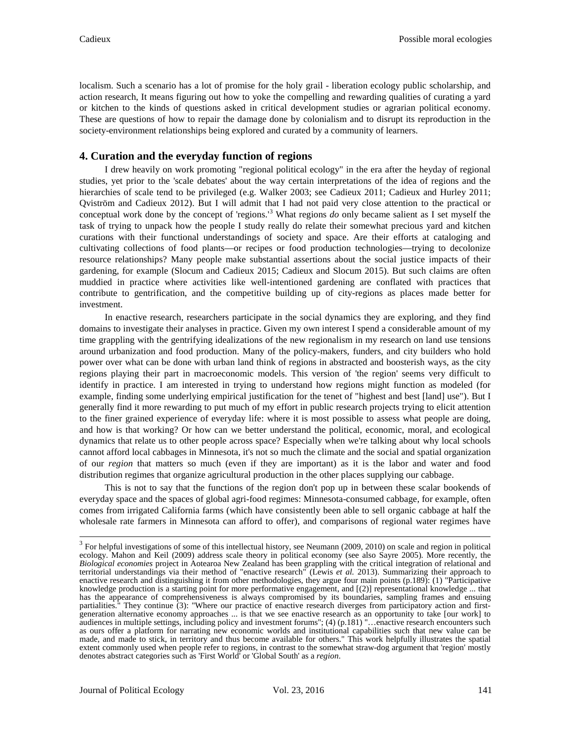localism. Such a scenario has a lot of promise for the holy grail - liberation ecology public scholarship, and action research, It means figuring out how to yoke the compelling and rewarding qualities of curating a yard or kitchen to the kinds of questions asked in critical development studies or agrarian political economy. These are questions of how to repair the damage done by colonialism and to disrupt its reproduction in the society-environment relationships being explored and curated by a community of learners.

## 4. Curation and the everyday function of regions

I drew heavily on work promoting "regional political ecology" in the era after the heyday of regional studies, yet prior to the 'scale debates' about the way certain interpretations of the idea of regions and the hierarchies of scale tend to be privileged (e.g. Walker 2003; see Cadieux 2011; Cadieux and Hurley 2011; Qviström and Cadieux 2012). But I will admit that I had not paid very close attention to the practical or conceptual work done by the concept of 'regions.'[3] What regions *do* only became salient as I set myself the task of trying to unpack how the people I study really do relate their somewhat precious yard and kitchen curations with their functional understandings of society and space. Are their efforts at cataloging and cultivating collections of food plants—or recipes or food production technologies—trying to decolonize resource relationships? Many people make substantial assertions about the social justice impacts of their gardening, for example (Slocum and Cadieux 2015; Cadieux and Slocum 2015). But such claims are often muddied in practice where activities like well-intentioned gardening are conflated with practices that contribute to gentrification, and the competitive building up of city-regions as places made better for investment.

In enactive research, researchers participate in the social dynamics they are exploring, and they find domains to investigate their analyses in practice. Given my own interest I spend a considerable amount of my time grappling with the gentrifying idealizations of the new regionalism in my research on land use tensions around urbanization and food production. Many of the policy-makers, funders, and city builders who hold power over what can be done with urban land think of regions in abstracted and boosterish ways, as the city regions playing their part in macroeconomic models. This version of 'the region' seems very difficult to identify in practice. I am interested in trying to understand how regions might function as modeled (for example, finding some underlying empirical justification for the tenet of "highest and best [land] use"). But I generally find it more rewarding to put much of my effort in public research projects trying to elicit attention to the finer grained experience of everyday life: where it is most possible to assess what people are doing, and how is that working? Or how can we better understand the political, economic, moral, and ecological dynamics that relate us to other people across space? Especially when we're talking about why local schools cannot afford local cabbages in Minnesota, it's not so much the climate and the social and spatial organization of our *region* that matters so much (even if they are important) as it is the labor and water and food distribution regimes that organize agricultural production in the other places supplying our cabbage.

This is not to say that the functions of the region don't pop up in between these scalar bookends of everyday space and the spaces of global agri-food regimes: Minnesota-consumed cabbage, for example, often comes from irrigated California farms (which have consistently been able to sell organic cabbage at half the wholesale rate farmers in Minnesota can afford to offer), and comparisons of regional water regimes have

---

[3] For helpful investigations of some of this intellectual history, see Neumann (2009, 2010) on scale and region in political ecology. Mahon and Keil (2009) address scale theory in political economy (see also Sayre 2005). More recently, the *Biological economies* project in Aotearoa New Zealand has been grappling with the critical integration of relational and territorial understandings via their method of "enactive research" (Lewis *et al.* 2013). Summarizing their approach to enactive research and distinguishing it from other methodologies, they argue four main points (p.189): (1) "Participative knowledge production is a starting point for more performative engagement, and [(2)] representational knowledge ... that has the appearance of comprehensiveness is always compromised by its boundaries, sampling frames and ensuing partialities." They continue (3): "Where our practice of enactive research diverges from participatory action and first-generation alternative economy approaches ... is that we see enactive research as an opportunity to take [our work] to audiences in multiple settings, including policy and investment forums"; (4) (p.181) "…enactive research encounters such as ours offer a platform for narrating new economic worlds and institutional capabilities such that new value can be made, and made to stick, in territory and thus become available for others." This work helpfully illustrates the spatial extent commonly used when people refer to regions, in contrast to the somewhat straw-dog argument that 'region' mostly denotes abstract categories such as 'First World' or 'Global South' as a *region*.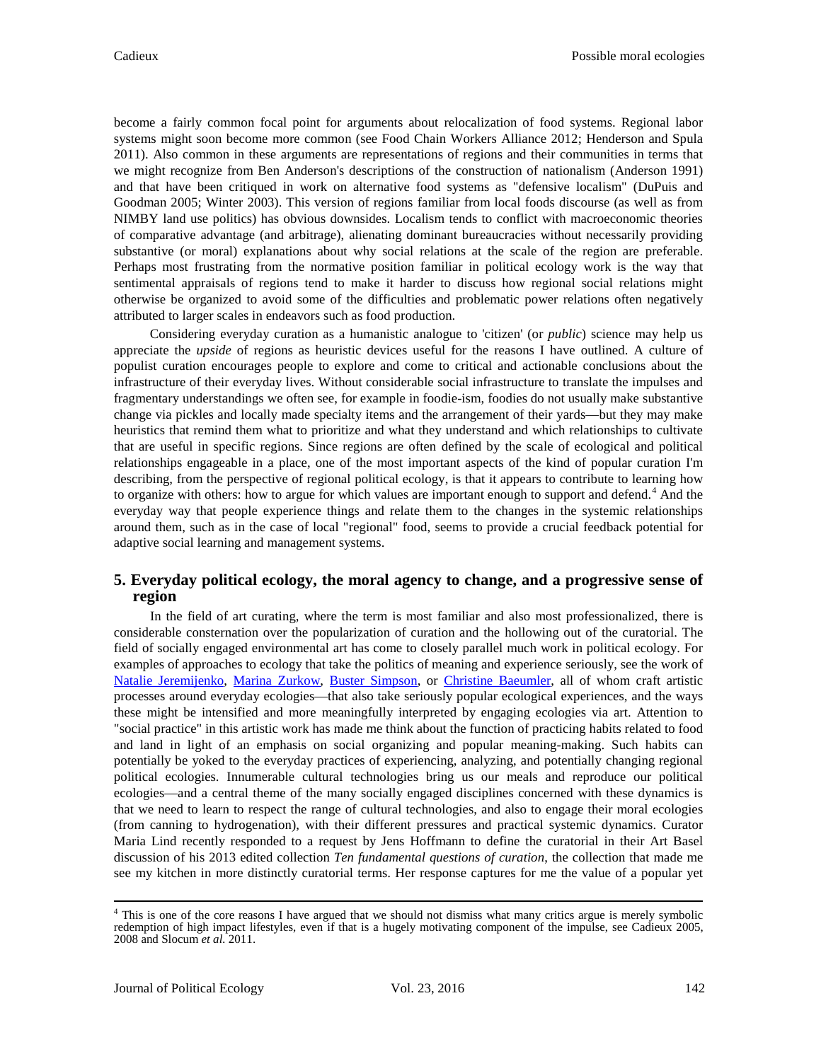become a fairly common focal point for arguments about relocalization of food systems. Regional labor systems might soon become more common (see Food Chain Workers Alliance 2012; Henderson and Spula 2011). Also common in these arguments are representations of regions and their communities in terms that we might recognize from Ben Anderson's descriptions of the construction of nationalism (Anderson 1991) and that have been critiqued in work on alternative food systems as "defensive localism" (DuPuis and Goodman 2005; Winter 2003). This version of regions familiar from local foods discourse (as well as from NIMBY land use politics) has obvious downsides. Localism tends to conflict with macroeconomic theories of comparative advantage (and arbitrage), alienating dominant bureaucracies without necessarily providing substantive (or moral) explanations about why social relations at the scale of the region are preferable. Perhaps most frustrating from the normative position familiar in political ecology work is the way that sentimental appraisals of regions tend to make it harder to discuss how regional social relations might otherwise be organized to avoid some of the difficulties and problematic power relations often negatively attributed to larger scales in endeavors such as food production.

Considering everyday curation as a humanistic analogue to 'citizen' (or *public*) science may help us appreciate the *upside* of regions as heuristic devices useful for the reasons I have outlined. A culture of populist curation encourages people to explore and come to critical and actionable conclusions about the infrastructure of their everyday lives. Without considerable social infrastructure to translate the impulses and fragmentary understandings we often see, for example in foodie-ism, foodies do not usually make substantive change via pickles and locally made specialty items and the arrangement of their yards—but they may make heuristics that remind them what to prioritize and what they understand and which relationships to cultivate that are useful in specific regions. Since regions are often defined by the scale of ecological and political relationships engageable in a place, one of the most important aspects of the kind of popular curation I'm describing, from the perspective of regional political ecology, is that it appears to contribute to learning how to organize with others: how to argue for which values are important enough to support and defend.[4] And the everyday way that people experience things and relate them to the changes in the systemic relationships around them, such as in the case of local "regional" food, seems to provide a crucial feedback potential for adaptive social learning and management systems.

## 5. Everyday political ecology, the moral agency to change, and a progressive sense of region

In the field of art curating, where the term is most familiar and also most professionalized, there is considerable consternation over the popularization of curation and the hollowing out of the curatorial. The field of socially engaged environmental art has come to closely parallel much work in political ecology. For examples of approaches to ecology that take the politics of meaning and experience seriously, see the work of Natalie Jeremijenko, Marina Zurkow, Buster Simpson, or Christine Baeumler, all of whom craft artistic processes around everyday ecologies—that also take seriously popular ecological experiences, and the ways these might be intensified and more meaningfully interpreted by engaging ecologies via art. Attention to "social practice" in this artistic work has made me think about the function of practicing habits related to food and land in light of an emphasis on social organizing and popular meaning-making. Such habits can potentially be yoked to the everyday practices of experiencing, analyzing, and potentially changing regional political ecologies. Innumerable cultural technologies bring us our meals and reproduce our political ecologies—and a central theme of the many socially engaged disciplines concerned with these dynamics is that we need to learn to respect the range of cultural technologies, and also to engage their moral ecologies (from canning to hydrogenation), with their different pressures and practical systemic dynamics. Curator Maria Lind recently responded to a request by Jens Hoffmann to define the curatorial in their Art Basel discussion of his 2013 edited collection *Ten fundamental questions of curation*, the collection that made me see my kitchen in more distinctly curatorial terms. Her response captures for me the value of a popular yet

---

[4] This is one of the core reasons I have argued that we should not dismiss what many critics argue is merely symbolic redemption of high impact lifestyles, even if that is a hugely motivating component of the impulse, see Cadieux 2005, 2008 and Slocum *et al.* 2011.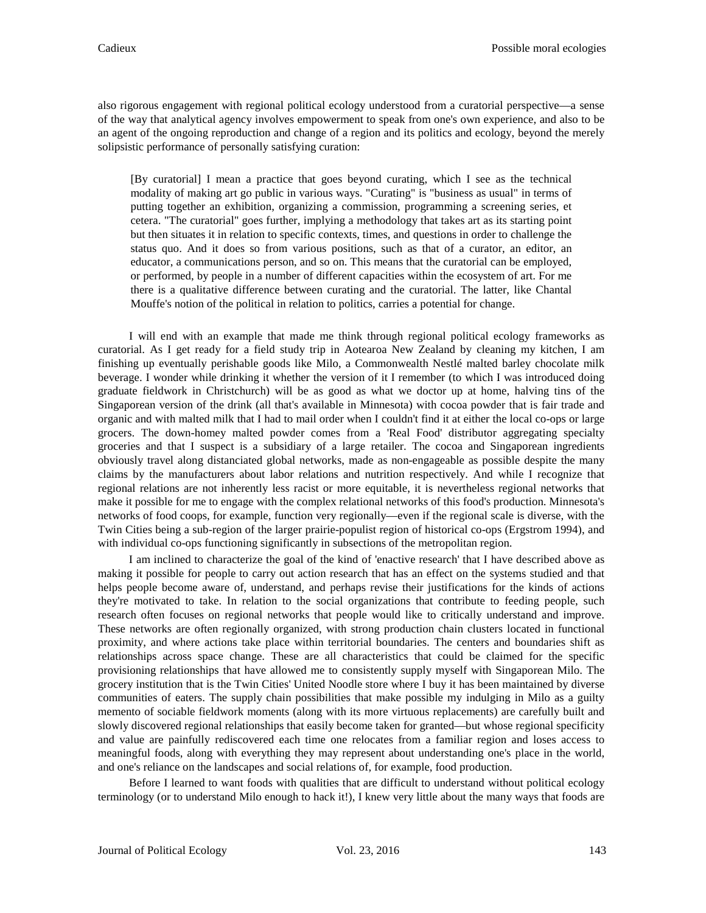also rigorous engagement with regional political ecology understood from a curatorial perspective—a sense of the way that analytical agency involves empowerment to speak from one's own experience, and also to be an agent of the ongoing reproduction and change of a region and its politics and ecology, beyond the merely solipsistic performance of personally satisfying curation:

> [By curatorial] I mean a practice that goes beyond curating, which I see as the technical modality of making art go public in various ways. "Curating" is "business as usual" in terms of putting together an exhibition, organizing a commission, programming a screening series, et cetera. "The curatorial" goes further, implying a methodology that takes art as its starting point but then situates it in relation to specific contexts, times, and questions in order to challenge the status quo. And it does so from various positions, such as that of a curator, an editor, an educator, a communications person, and so on. This means that the curatorial can be employed, or performed, by people in a number of different capacities within the ecosystem of art. For me there is a qualitative difference between curating and the curatorial. The latter, like Chantal Mouffe's notion of the political in relation to politics, carries a potential for change.

I will end with an example that made me think through regional political ecology frameworks as curatorial. As I get ready for a field study trip in Aotearoa New Zealand by cleaning my kitchen, I am finishing up eventually perishable goods like Milo, a Commonwealth Nestlé malted barley chocolate milk beverage. I wonder while drinking it whether the version of it I remember (to which I was introduced doing graduate fieldwork in Christchurch) will be as good as what we doctor up at home, halving tins of the Singaporean version of the drink (all that's available in Minnesota) with cocoa powder that is fair trade and organic and with malted milk that I had to mail order when I couldn't find it at either the local co-ops or large grocers. The down-homey malted powder comes from a 'Real Food' distributor aggregating specialty groceries and that I suspect is a subsidiary of a large retailer. The cocoa and Singaporean ingredients obviously travel along distanciated global networks, made as non-engageable as possible despite the many claims by the manufacturers about labor relations and nutrition respectively. And while I recognize that regional relations are not inherently less racist or more equitable, it is nevertheless regional networks that make it possible for me to engage with the complex relational networks of this food's production. Minnesota's networks of food coops, for example, function very regionally—even if the regional scale is diverse, with the Twin Cities being a sub-region of the larger prairie-populist region of historical co-ops (Ergstrom 1994), and with individual co-ops functioning significantly in subsections of the metropolitan region.

I am inclined to characterize the goal of the kind of 'enactive research' that I have described above as making it possible for people to carry out action research that has an effect on the systems studied and that helps people become aware of, understand, and perhaps revise their justifications for the kinds of actions they're motivated to take. In relation to the social organizations that contribute to feeding people, such research often focuses on regional networks that people would like to critically understand and improve. These networks are often regionally organized, with strong production chain clusters located in functional proximity, and where actions take place within territorial boundaries. The centers and boundaries shift as relationships across space change. These are all characteristics that could be claimed for the specific provisioning relationships that have allowed me to consistently supply myself with Singaporean Milo. The grocery institution that is the Twin Cities' United Noodle store where I buy it has been maintained by diverse communities of eaters. The supply chain possibilities that make possible my indulging in Milo as a guilty memento of sociable fieldwork moments (along with its more virtuous replacements) are carefully built and slowly discovered regional relationships that easily become taken for granted—but whose regional specificity and value are painfully rediscovered each time one relocates from a familiar region and loses access to meaningful foods, along with everything they may represent about understanding one's place in the world, and one's reliance on the landscapes and social relations of, for example, food production.

Before I learned to want foods with qualities that are difficult to understand without political ecology terminology (or to understand Milo enough to hack it!), I knew very little about the many ways that foods are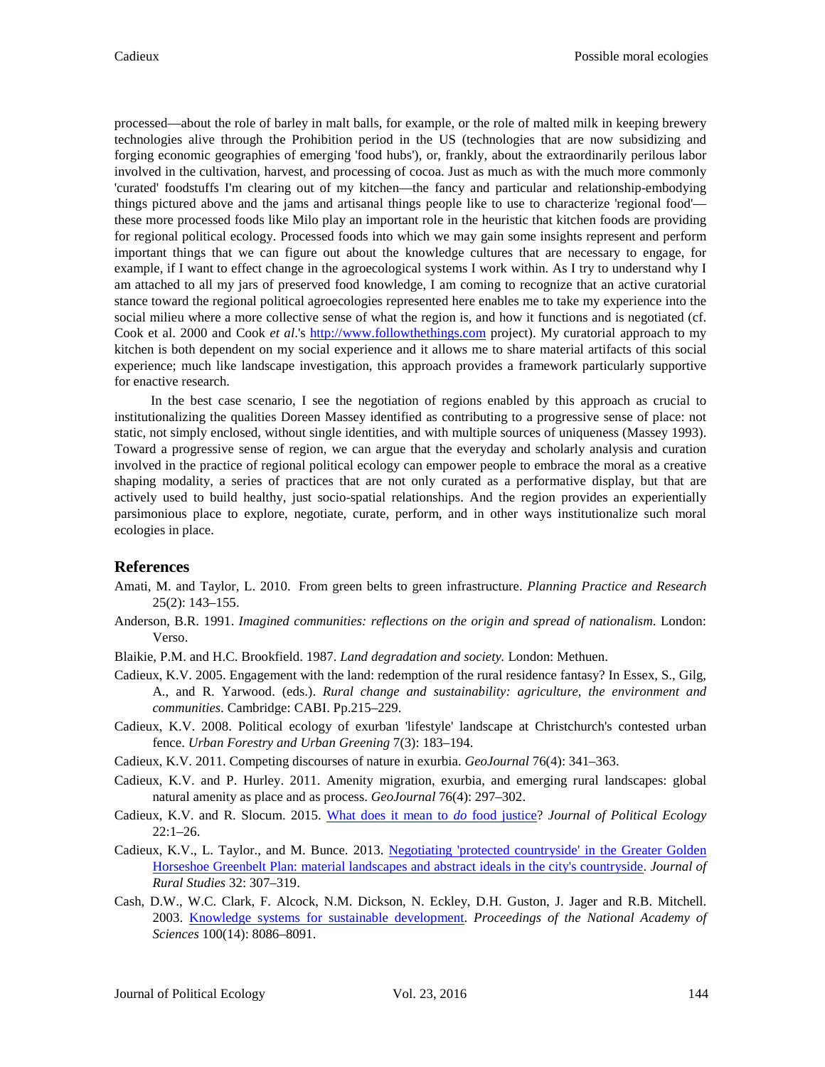processed—about the role of barley in malt balls, for example, or the role of malted milk in keeping brewery technologies alive through the Prohibition period in the US (technologies that are now subsidizing and forging economic geographies of emerging 'food hubs'), or, frankly, about the extraordinarily perilous labor involved in the cultivation, harvest, and processing of cocoa. Just as much as with the much more commonly 'curated' foodstuffs I'm clearing out of my kitchen—the fancy and particular and relationship-embodying things pictured above and the jams and artisanal things people like to use to characterize 'regional food'—these more processed foods like Milo play an important role in the heuristic that kitchen foods are providing for regional political ecology. Processed foods into which we may gain some insights represent and perform important things that we can figure out about the knowledge cultures that are necessary to engage, for example, if I want to effect change in the agroecological systems I work within. As I try to understand why I am attached to all my jars of preserved food knowledge, I am coming to recognize that an active curatorial stance toward the regional political agroecologies represented here enables me to take my experience into the social milieu where a more collective sense of what the region is, and how it functions and is negotiated (cf. Cook et al. 2000 and Cook *et al*.'s [http://www.followthethings.com](http://www.followthethings.com) project). My curatorial approach to my kitchen is both dependent on my social experience and it allows me to share material artifacts of this social experience; much like landscape investigation, this approach provides a framework particularly supportive for enactive research.

In the best case scenario, I see the negotiation of regions enabled by this approach as crucial to institutionalizing the qualities Doreen Massey identified as contributing to a progressive sense of place: not static, not simply enclosed, without single identities, and with multiple sources of uniqueness (Massey 1993). Toward a progressive sense of region, we can argue that the everyday and scholarly analysis and curation involved in the practice of regional political ecology can empower people to embrace the moral as a creative shaping modality, a series of practices that are not only curated as a performative display, but that are actively used to build healthy, just socio-spatial relationships. And the region provides an experientially parsimonious place to explore, negotiate, curate, perform, and in other ways institutionalize such moral ecologies in place.

## References

Amati, M. and Taylor, L. 2010. From green belts to green infrastructure. *Planning Practice and Research* 25(2): 143–155.

Anderson, B.R. 1991. *Imagined communities: reflections on the origin and spread of nationalism*. London: Verso.

Blaikie, P.M. and H.C. Brookfield. 1987. *Land degradation and society.* London: Methuen.

Cadieux, K.V. 2005. Engagement with the land: redemption of the rural residence fantasy? In Essex, S., Gilg, A., and R. Yarwood. (eds.). *Rural change and sustainability: agriculture, the environment and communities*. Cambridge: CABI. Pp.215–229.

Cadieux, K.V. 2008. Political ecology of exurban 'lifestyle' landscape at Christchurch's contested urban fence. *Urban Forestry and Urban Greening* 7(3): 183–194.

Cadieux, K.V. 2011. Competing discourses of nature in exurbia. *GeoJournal* 76(4): 341–363.

Cadieux, K.V. and P. Hurley. 2011. Amenity migration, exurbia, and emerging rural landscapes: global natural amenity as place and as process. *GeoJournal* 76(4): 297–302.

Cadieux, K.V. and R. Slocum. 2015. [What does it mean to *do* food justice](#)? *Journal of Political Ecology* 22:1–26.

Cadieux, K.V., L. Taylor., and M. Bunce. 2013. [Negotiating 'protected countryside' in the Greater Golden Horseshoe Greenbelt Plan: material landscapes and abstract ideals in the city's countryside](#). *Journal of Rural Studies* 32: 307–319.

Cash, D.W., W.C. Clark, F. Alcock, N.M. Dickson, N. Eckley, D.H. Guston, J. Jager and R.B. Mitchell. 2003. [Knowledge systems for sustainable development](#). *Proceedings of the National Academy of Sciences* 100(14): 8086–8091.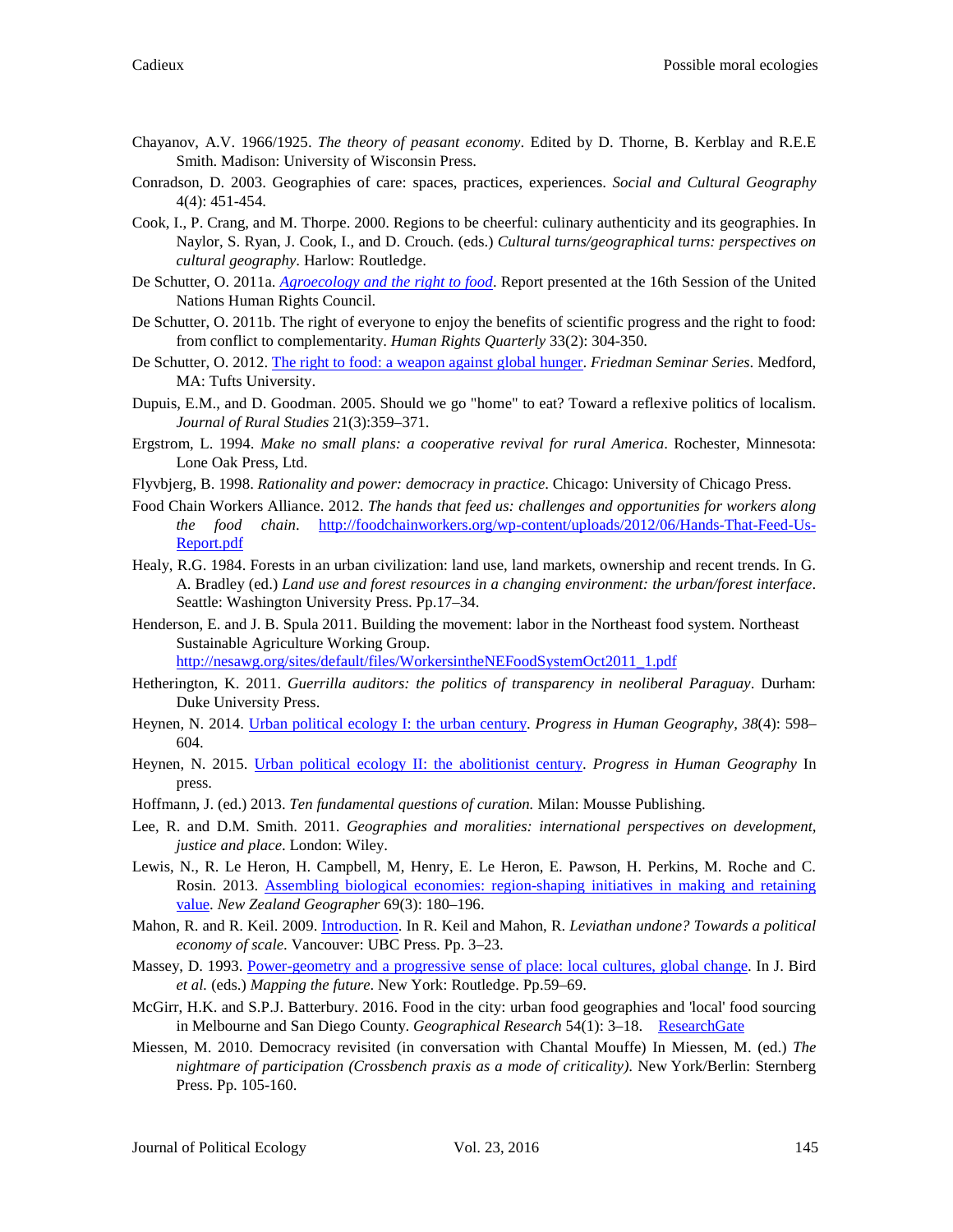Chayanov, A.V. 1966/1925. *The theory of peasant economy*. Edited by D. Thorne, B. Kerblay and R.E.E Smith. Madison: University of Wisconsin Press.

Conradson, D. 2003. Geographies of care: spaces, practices, experiences. *Social and Cultural Geography* 4(4): 451-454.

Cook, I., P. Crang, and M. Thorpe. 2000. Regions to be cheerful: culinary authenticity and its geographies. In Naylor, S. Ryan, J. Cook, I., and D. Crouch. (eds.) *Cultural turns/geographical turns: perspectives on cultural geography*. Harlow: Routledge.

De Schutter, O. 2011a. *Agroecology and the right to food*. Report presented at the 16th Session of the United Nations Human Rights Council.

De Schutter, O. 2011b. The right of everyone to enjoy the benefits of scientific progress and the right to food: from conflict to complementarity. *Human Rights Quarterly* 33(2): 304-350.

De Schutter, O. 2012. The right to food: a weapon against global hunger. *Friedman Seminar Series*. Medford, MA: Tufts University.

Dupuis, E.M., and D. Goodman. 2005. Should we go "home" to eat? Toward a reflexive politics of localism. *Journal of Rural Studies* 21(3):359–371.

Ergstrom, L. 1994. *Make no small plans: a cooperative revival for rural America*. Rochester, Minnesota: Lone Oak Press, Ltd.

Flyvbjerg, B. 1998. *Rationality and power: democracy in practice*. Chicago: University of Chicago Press.

Food Chain Workers Alliance. 2012. *The hands that feed us: challenges and opportunities for workers along the food chain*. http://foodchainworkers.org/wp-content/uploads/2012/06/Hands-That-Feed-Us-Report.pdf

Healy, R.G. 1984. Forests in an urban civilization: land use, land markets, ownership and recent trends. In G. A. Bradley (ed.) *Land use and forest resources in a changing environment: the urban/forest interface*. Seattle: Washington University Press. Pp.17–34.

Henderson, E. and J. B. Spula 2011. Building the movement: labor in the Northeast food system. Northeast Sustainable Agriculture Working Group. http://nesawg.org/sites/default/files/WorkersintheNEFoodSystemOct2011_1.pdf

Hetherington, K. 2011. *Guerrilla auditors: the politics of transparency in neoliberal Paraguay*. Durham: Duke University Press.

Heynen, N. 2014. Urban political ecology I: the urban century. *Progress in Human Geography*, *38*(4): 598–604.

Heynen, N. 2015. Urban political ecology II: the abolitionist century. *Progress in Human Geography* In press.

Hoffmann, J. (ed.) 2013. *Ten fundamental questions of curation.* Milan: Mousse Publishing.

Lee, R. and D.M. Smith. 2011. *Geographies and moralities: international perspectives on development, justice and place*. London: Wiley.

Lewis, N., R. Le Heron, H. Campbell, M, Henry, E. Le Heron, E. Pawson, H. Perkins, M. Roche and C. Rosin. 2013. Assembling biological economies: region-shaping initiatives in making and retaining value. *New Zealand Geographer* 69(3): 180–196.

Mahon, R. and R. Keil. 2009. Introduction. In R. Keil and Mahon, R. *Leviathan undone? Towards a political economy of scale*. Vancouver: UBC Press. Pp. 3–23.

Massey, D. 1993. Power-geometry and a progressive sense of place: local cultures, global change. In J. Bird *et al.* (eds.) *Mapping the future*. New York: Routledge. Pp.59–69.

McGirr, H.K. and S.P.J. Batterbury. 2016. Food in the city: urban food geographies and 'local' food sourcing in Melbourne and San Diego County. *Geographical Research* 54(1): 3–18. ResearchGate

Miessen, M. 2010. Democracy revisited (in conversation with Chantal Mouffe) In Miessen, M. (ed.) *The nightmare of participation (Crossbench praxis as a mode of criticality)*. New York/Berlin: Sternberg Press. Pp. 105-160.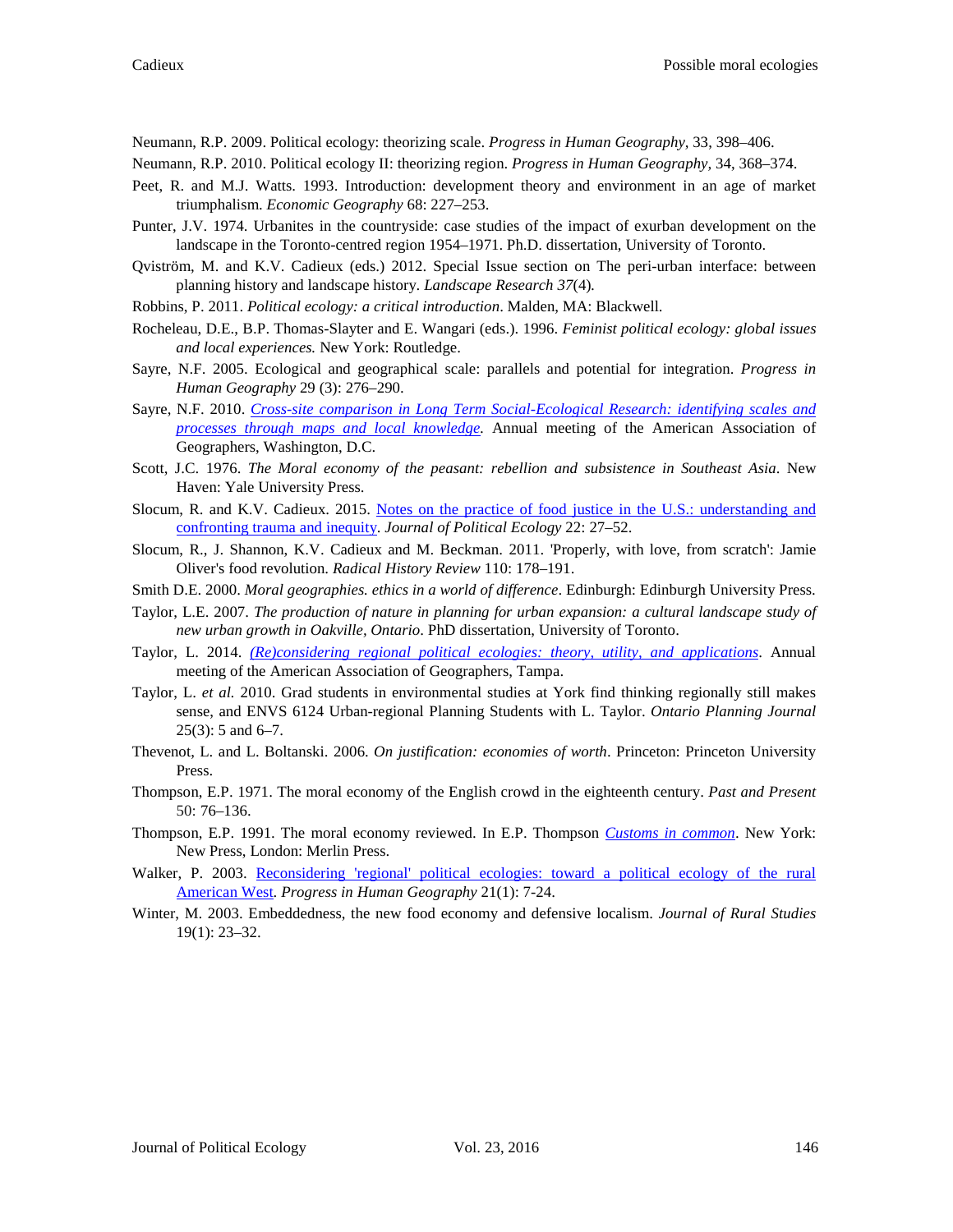Neumann, R.P. 2009. Political ecology: theorizing scale. *Progress in Human Geography*, 33, 398–406.

Neumann, R.P. 2010. Political ecology II: theorizing region. *Progress in Human Geography*, 34, 368–374.

Peet, R. and M.J. Watts. 1993. Introduction: development theory and environment in an age of market triumphalism. *Economic Geography* 68: 227–253.

Punter, J.V. 1974. Urbanites in the countryside: case studies of the impact of exurban development on the landscape in the Toronto-centred region 1954–1971. Ph.D. dissertation, University of Toronto.

Qviström, M. and K.V. Cadieux (eds.) 2012. Special Issue section on The peri-urban interface: between planning history and landscape history. *Landscape Research 37*(4).

Robbins, P. 2011. *Political ecology: a critical introduction*. Malden, MA: Blackwell.

Rocheleau, D.E., B.P. Thomas-Slayter and E. Wangari (eds.). 1996. *Feminist political ecology: global issues and local experiences.* New York: Routledge.

Sayre, N.F. 2005. Ecological and geographical scale: parallels and potential for integration. *Progress in Human Geography* 29 (3): 276–290.

Sayre, N.F. 2010. *Cross-site comparison in Long Term Social-Ecological Research: identifying scales and processes through maps and local knowledge*. Annual meeting of the American Association of Geographers, Washington, D.C.

Scott, J.C. 1976. *The Moral economy of the peasant: rebellion and subsistence in Southeast Asia*. New Haven: Yale University Press.

Slocum, R. and K.V. Cadieux. 2015. Notes on the practice of food justice in the U.S.: understanding and confronting trauma and inequity. *Journal of Political Ecology* 22: 27–52.

Slocum, R., J. Shannon, K.V. Cadieux and M. Beckman. 2011. 'Properly, with love, from scratch': Jamie Oliver's food revolution. *Radical History Review* 110: 178–191.

Smith D.E. 2000. *Moral geographies. ethics in a world of difference*. Edinburgh: Edinburgh University Press.

Taylor, L.E. 2007. *The production of nature in planning for urban expansion: a cultural landscape study of new urban growth in Oakville, Ontario*. PhD dissertation, University of Toronto.

Taylor, L. 2014. *(Re)considering regional political ecologies: theory, utility, and applications*. Annual meeting of the American Association of Geographers, Tampa.

Taylor, L. *et al.* 2010. Grad students in environmental studies at York find thinking regionally still makes sense, and ENVS 6124 Urban-regional Planning Students with L. Taylor. *Ontario Planning Journal* 25(3): 5 and 6–7.

Thevenot, L. and L. Boltanski. 2006. *On justification: economies of worth*. Princeton: Princeton University Press.

Thompson, E.P. 1971. The moral economy of the English crowd in the eighteenth century. *Past and Present* 50: 76–136.

Thompson, E.P. 1991. The moral economy reviewed. In E.P. Thompson *Customs in common*. New York: New Press, London: Merlin Press.

Walker, P. 2003. Reconsidering 'regional' political ecologies: toward a political ecology of the rural American West. *Progress in Human Geography* 21(1): 7-24.

Winter, M. 2003. Embeddedness, the new food economy and defensive localism. *Journal of Rural Studies* 19(1): 23–32.